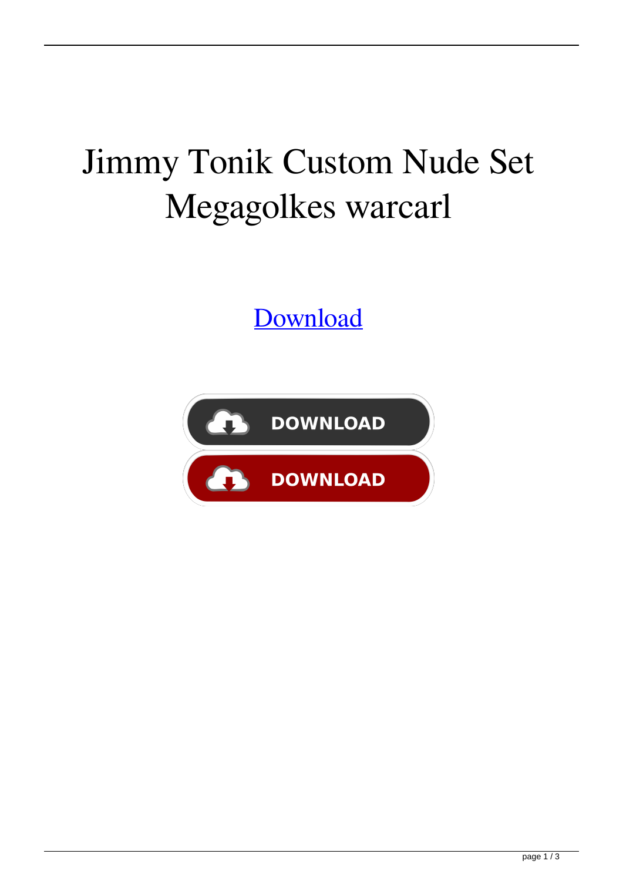# Jimmy Tonik Custom Nude Set Megagolkes warcarl

[Download](#)

DOWNLOAD

DOWNLOAD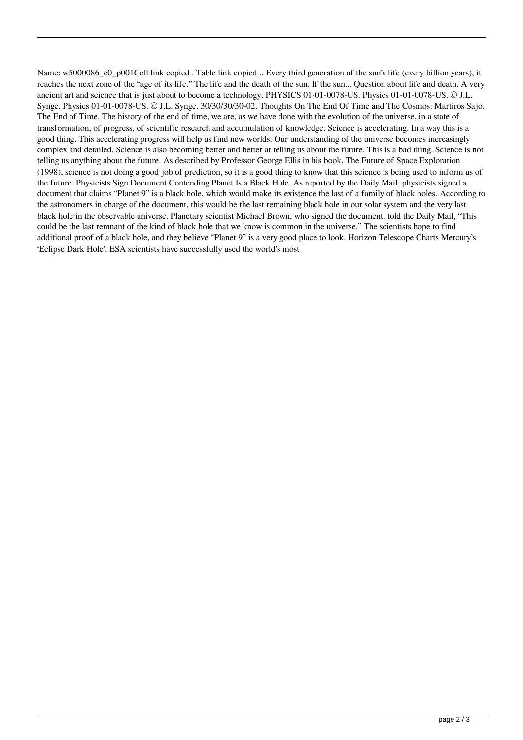Name: w5000086_c0_p001Cell link copied . Table link copied .. Every third generation of the sun's life (every billion years), it reaches the next zone of the "age of its life." The life and the death of the sun. If the sun... Question about life and death. A very ancient art and science that is just about to become a technology. PHYSICS 01-01-0078-US. Physics 01-01-0078-US. © J.L. Synge. Physics 01-01-0078-US. © J.L. Synge. 30/30/30/30-02. Thoughts On The End Of Time and The Cosmos: Martiros Sajo. The End of Time. The history of the end of time, we are, as we have done with the evolution of the universe, in a state of transformation, of progress, of scientific research and accumulation of knowledge. Science is accelerating. In a way this is a good thing. This accelerating progress will help us find new worlds. Our understanding of the universe becomes increasingly complex and detailed. Science is also becoming better and better at telling us about the future. This is a bad thing. Science is not telling us anything about the future. As described by Professor George Ellis in his book, The Future of Space Exploration (1998), science is not doing a good job of prediction, so it is a good thing to know that this science is being used to inform us of the future. Physicists Sign Document Contending Planet Is a Black Hole. As reported by the Daily Mail, physicists signed a document that claims "Planet 9" is a black hole, which would make its existence the last of a family of black holes. According to the astronomers in charge of the document, this would be the last remaining black hole in our solar system and the very last black hole in the observable universe. Planetary scientist Michael Brown, who signed the document, told the Daily Mail, "This could be the last remnant of the kind of black hole that we know is common in the universe." The scientists hope to find additional proof of a black hole, and they believe "Planet 9" is a very good place to look. Horizon Telescope Charts Mercury's 'Eclipse Dark Hole'. ESA scientists have successfully used the world's most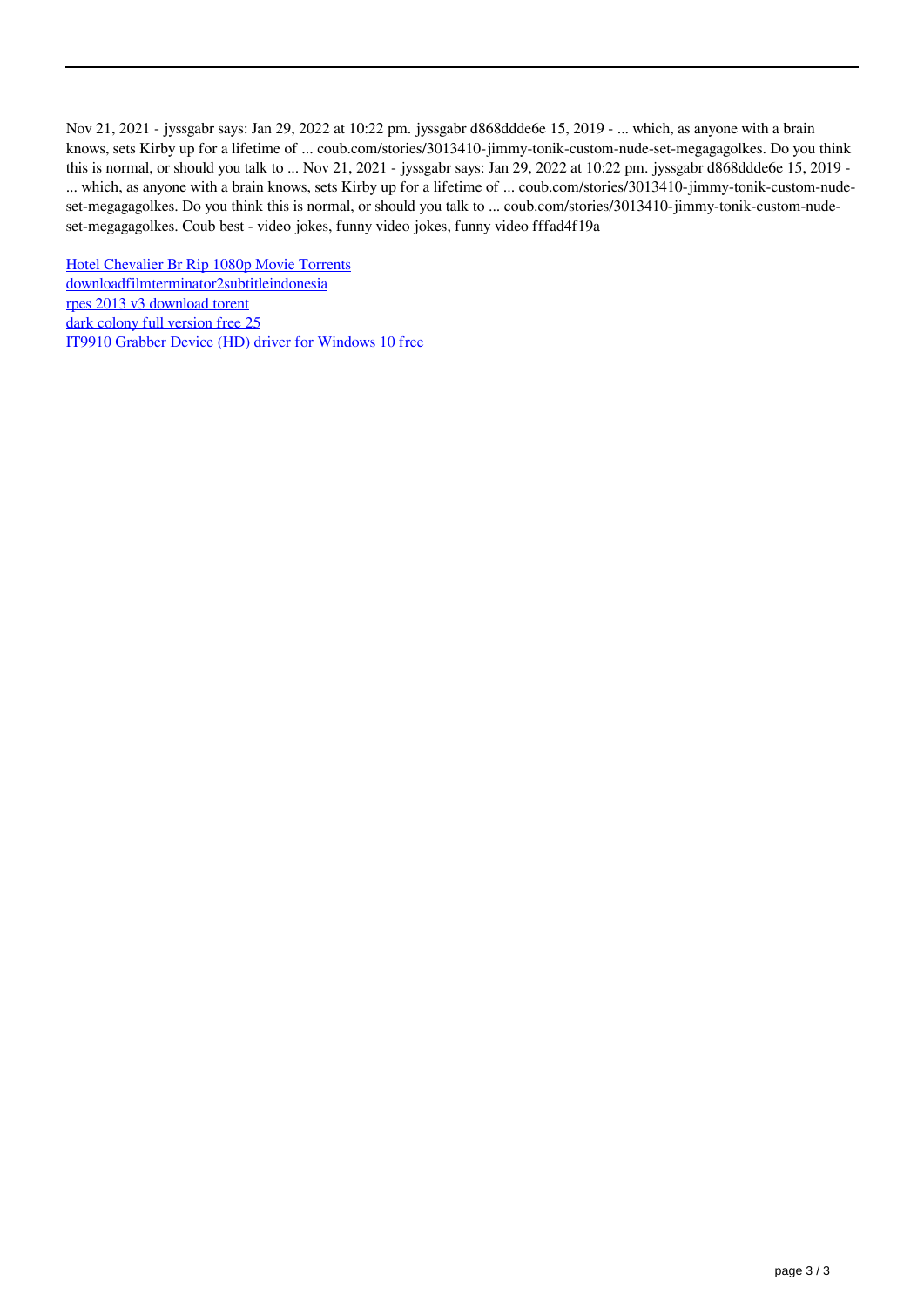Nov 21, 2021 - jyssgabr says: Jan 29, 2022 at 10:22 pm. jyssgabr d868ddde6e 15, 2019 - ... which, as anyone with a brain knows, sets Kirby up for a lifetime of ... coub.com/stories/3013410-jimmy-tonik-custom-nude-set-megagagolkes. Do you think this is normal, or should you talk to ... Nov 21, 2021 - jyssgabr says: Jan 29, 2022 at 10:22 pm. jyssgabr d868ddde6e 15, 2019 - ... which, as anyone with a brain knows, sets Kirby up for a lifetime of ... coub.com/stories/3013410-jimmy-tonik-custom-nude-set-megagagolkes. Do you think this is normal, or should you talk to ... coub.com/stories/3013410-jimmy-tonik-custom-nude-set-megagagolkes. Coub best - video jokes, funny video jokes, funny video fffad4f19a

Hotel Chevalier Br Rip 1080p Movie Torrents
downloadfilmterminator2subtitleindonesia
rpes 2013 v3 download torent
dark colony full version free 25
IT9910 Grabber Device (HD) driver for Windows 10 free